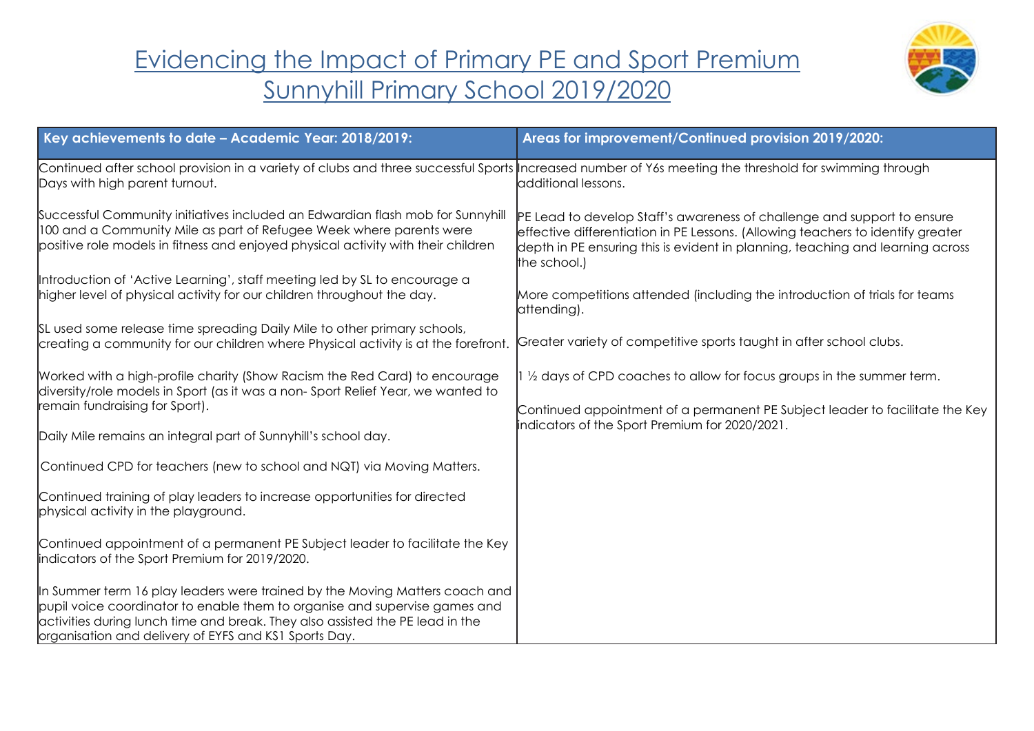# Evidencing the Impact of Primary PE and Sport Premium

## Sunnyhill Primary School 2019/2020

| Key achievements to date – Academic Year: 2018/2019: | Areas for improvement/Continued provision 2019/2020: |
| --- | --- |
| Continued after school provision in a variety of clubs and three successful Sports Days with high parent turnout.<br><br>Successful Community initiatives included an Edwardian flash mob for Sunnyhill 100 and a Community Mile as part of Refugee Week where parents were positive role models in fitness and enjoyed physical activity with their children<br><br>Introduction of 'Active Learning', staff meeting led by SL to encourage a higher level of physical activity for our children throughout the day.<br><br>SL used some release time spreading Daily Mile to other primary schools, creating a community for our children where Physical activity is at the forefront.<br><br>Worked with a high-profile charity (Show Racism the Red Card) to encourage diversity/role models in Sport (as it was a non- Sport Relief Year, we wanted to remain fundraising for Sport).<br><br>Daily Mile remains an integral part of Sunnyhill's school day.<br><br>Continued CPD for teachers (new to school and NQT) via Moving Matters.<br><br>Continued training of play leaders to increase opportunities for directed physical activity in the playground.<br><br>Continued appointment of a permanent PE Subject leader to facilitate the Key indicators of the Sport Premium for 2019/2020.<br><br>In Summer term 16 play leaders were trained by the Moving Matters coach and pupil voice coordinator to enable them to organise and supervise games and activities during lunch time and break. They also assisted the PE lead in the organisation and delivery of EYFS and KS1 Sports Day. | Increased number of Y6s meeting the threshold for swimming through additional lessons.<br><br>PE Lead to develop Staff's awareness of challenge and support to ensure effective differentiation in PE Lessons. (Allowing teachers to identify greater depth in PE ensuring this is evident in planning, teaching and learning across the school.)<br><br>More competitions attended (including the introduction of trials for teams attending).<br><br>Greater variety of competitive sports taught in after school clubs.<br><br>1 ½ days of CPD coaches to allow for focus groups in the summer term.<br><br>Continued appointment of a permanent PE Subject leader to facilitate the Key indicators of the Sport Premium for 2020/2021. |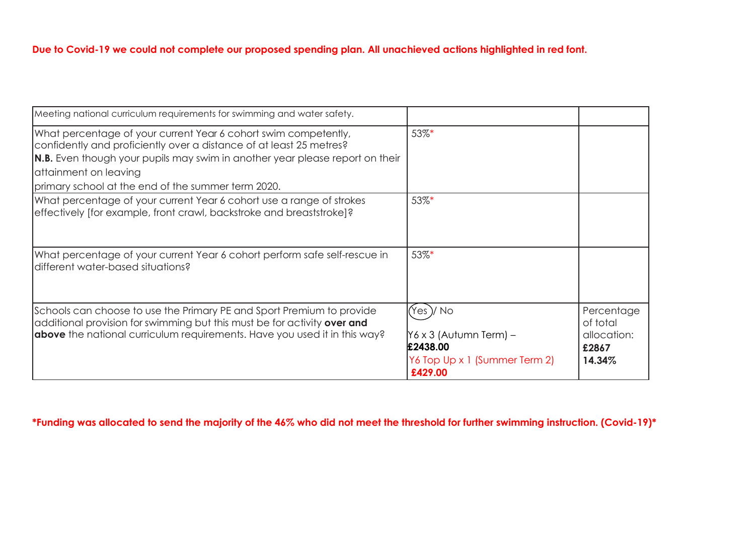**Due to Covid-19 we could not complete our proposed spending plan. All unachieved actions highlighted in red font.**

| | | |
|---|---|---|
| Meeting national curriculum requirements for swimming and water safety. | | |
| What percentage of your current Year 6 cohort swim competently, confidently and proficiently over a distance of at least 25 metres?<br>**N.B.** Even though your pupils may swim in another year please report on their attainment on leaving primary school at the end of the summer term 2020. | 53%* | |
| What percentage of your current Year 6 cohort use a range of strokes effectively [for example, front crawl, backstroke and breaststroke]? | 53%* | |
| What percentage of your current Year 6 cohort perform safe self-rescue in different water-based situations? | 53%* | |
| Schools can choose to use the Primary PE and Sport Premium to provide additional provision for swimming but this must be for activity **over and above** the national curriculum requirements. Have you used it in this way? | Yes / No (Yes circled)<br>Y6 x 3 (Autumn Term) – **£2438.00**<br>Y6 Top Up x 1 (Summer Term 2) **£429.00** | Percentage of total allocation: **£2867** **14.34%** |

**\*Funding was allocated to send the majority of the 46% who did not meet the threshold for further swimming instruction. (Covid-19)\***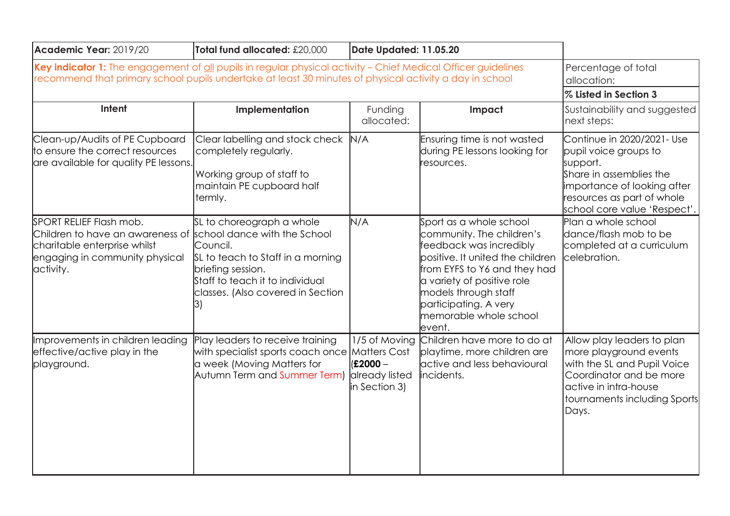| **Academic Year:** 2019/20 | **Total fund allocated:** £20,000 | **Date Updated: 11.05.20** | | |
|---|---|---|---|---|
| **Key indicator 1:** The engagement of all pupils in regular physical activity – Chief Medical Officer guidelines recommend that primary school pupils undertake at least 30 minutes of physical activity a day in school | | | | Percentage of total allocation: **% Listed in Section 3** |
| **Intent** | **Implementation** | Funding allocated: | **Impact** | Sustainability and suggested next steps: |
| Clean-up/Audits of PE Cupboard to ensure the correct resources are available for quality PE lessons. | Clear labelling and stock check completely regularly. Working group of staff to maintain PE cupboard half termly. | N/A | Ensuring time is not wasted during PE lessons looking for resources. | Continue in 2020/2021- Use pupil voice groups to support. Share in assemblies the importance of looking after resources as part of whole school core value 'Respect'. |
| SPORT RELIEF Flash mob. Children to have an awareness of charitable enterprise whilst engaging in community physical activity. | SL to choreograph a whole school dance with the School Council. SL to teach to Staff in a morning briefing session. Staff to teach it to individual classes. (Also covered in Section 3) | N/A | Sport as a whole school community. The children's feedback was incredibly positive. It united the children from EYFS to Y6 and they had a variety of positive role models through staff participating. A very memorable whole school event. | Plan a whole school dance/flash mob to be completed at a curriculum celebration. |
| Improvements in children leading effective/active play in the playground. | Play leaders to receive training with specialist sports coach once a week (Moving Matters for Autumn Term and Summer Term) | 1/5 of Moving Matters Cost (**£2000** – already listed in Section 3) | Children have more to do at playtime, more children are active and less behavioural incidents. | Allow play leaders to plan more playground events with the SL and Pupil Voice Coordinator and be more active in intra-house tournaments including Sports Days. |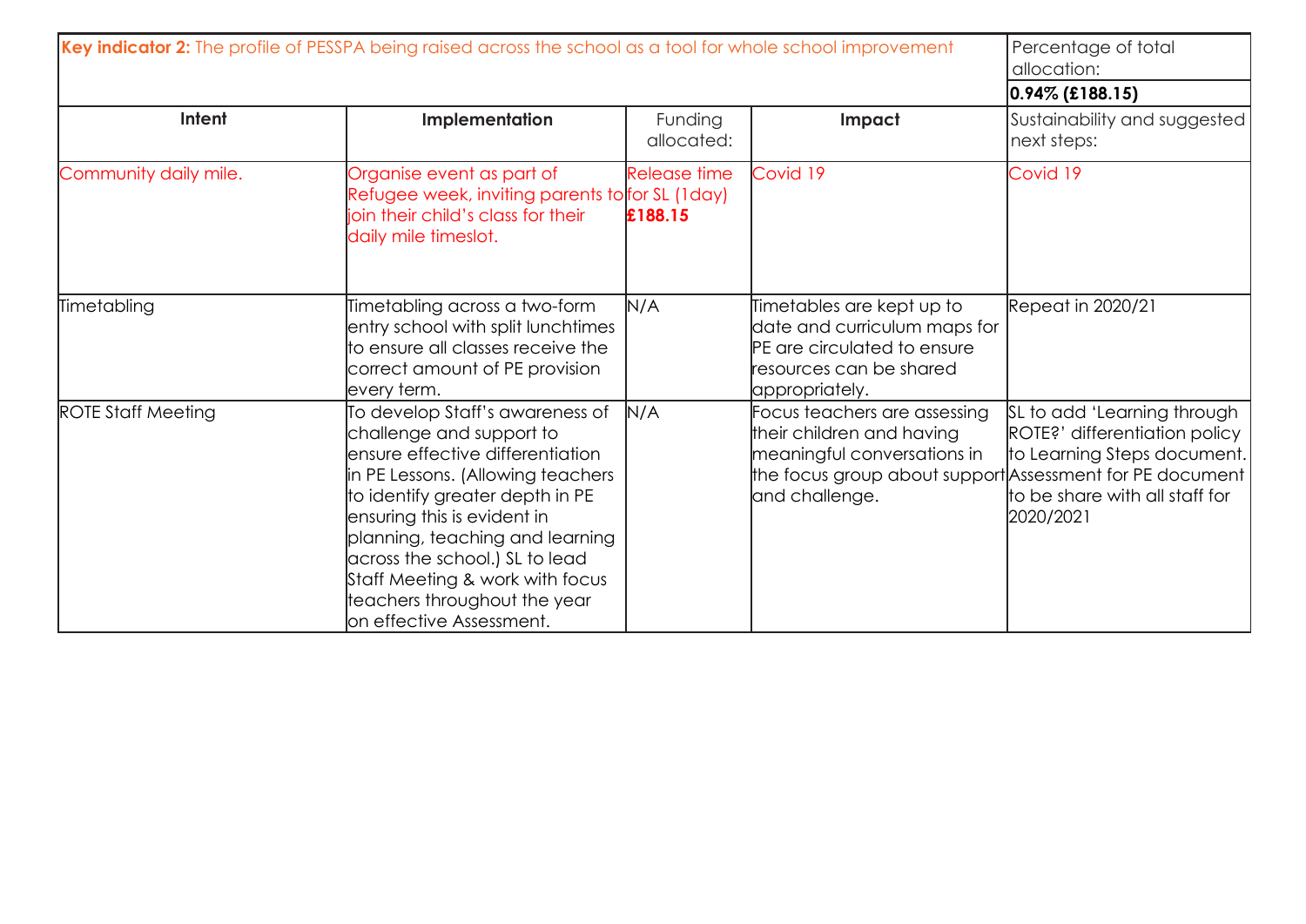| **Key indicator 2:** The profile of PESSPA being raised across the school as a tool for whole school improvement | | | | Percentage of total allocation: |
|---|---|---|---|---|
| | | | | **0.94% (£188.15)** |
| **Intent** | **Implementation** | Funding allocated: | **Impact** | Sustainability and suggested next steps: |
| Community daily mile. | Organise event as part of Refugee week, inviting parents to join their child's class for their daily mile timeslot. | Release time for SL (1day) **£188.15** | Covid 19 | Covid 19 |
| Timetabling | Timetabling across a two-form entry school with split lunchtimes to ensure all classes receive the correct amount of PE provision every term. | N/A | Timetables are kept up to date and curriculum maps for PE are circulated to ensure resources can be shared appropriately. | Repeat in 2020/21 |
| ROTE Staff Meeting | To develop Staff's awareness of challenge and support to ensure effective differentiation in PE Lessons. (Allowing teachers to identify greater depth in PE ensuring this is evident in planning, teaching and learning across the school.) SL to lead Staff Meeting & work with focus teachers throughout the year on effective Assessment. | N/A | Focus teachers are assessing their children and having meaningful conversations in the focus group about support and challenge. | SL to add 'Learning through ROTE?' differentiation policy to Learning Steps document. Assessment for PE document to be share with all staff for 2020/2021 |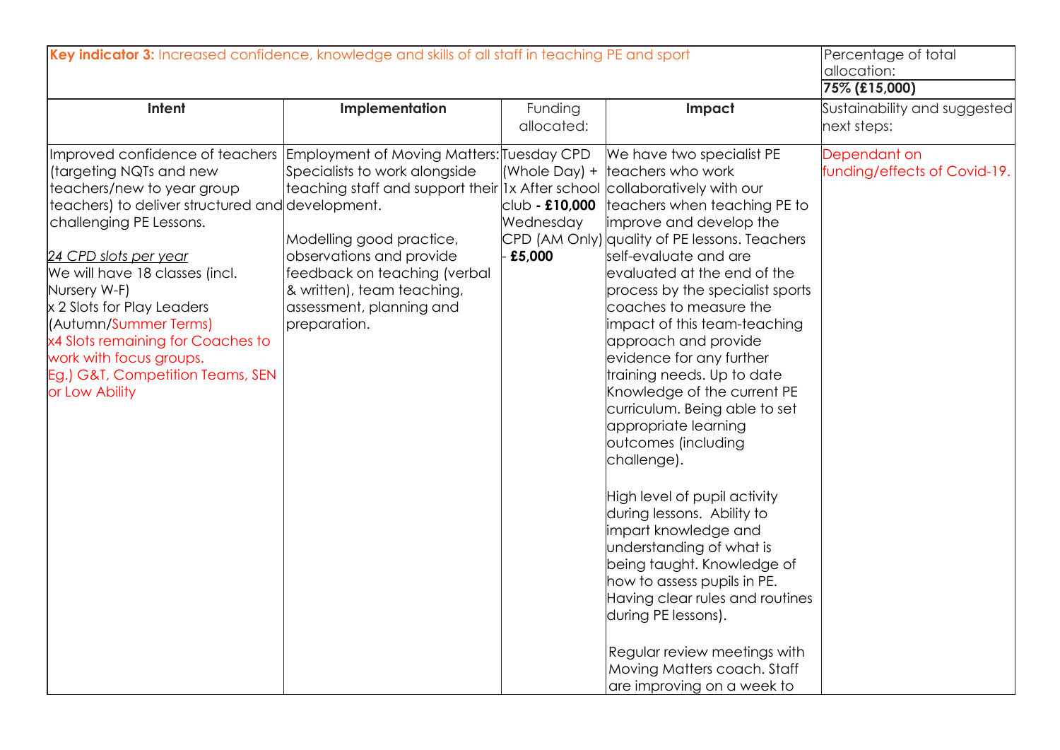| Key indicator 3: Increased confidence, knowledge and skills of all staff in teaching PE and sport | | | | Percentage of total allocation: 75% (£15,000) |
|---|---|---|---|---|
| **Intent** | **Implementation** | Funding allocated: | **Impact** | Sustainability and suggested next steps: |
| Improved confidence of teachers (targeting NQTs and new teachers/new to year group teachers) to deliver structured and challenging PE Lessons.<br><br>_24 CPD slots per year_<br>We will have 18 classes (incl. Nursery W-F)<br>x 2 Slots for Play Leaders (Autumn/Summer Terms)<br>x4 Slots remaining for Coaches to work with focus groups.<br>Eg.) G&T, Competition Teams, SEN or Low Ability | Employment of Moving Matters: Specialists to work alongside teaching staff and support their development.<br><br>Modelling good practice, observations and provide feedback on teaching (verbal & written), team teaching, assessment, planning and preparation. | Tuesday CPD (Whole Day) + 1x After school club **- £10,000** Wednesday CPD (AM Only) - **£5,000** | We have two specialist PE teachers who work collaboratively with our teachers when teaching PE to improve and develop the quality of PE lessons. Teachers self-evaluate and are evaluated at the end of the process by the specialist sports coaches to measure the impact of this team-teaching approach and provide evidence for any further training needs. Up to date Knowledge of the current PE curriculum. Being able to set appropriate learning outcomes (including challenge).<br><br>High level of pupil activity during lessons. Ability to impart knowledge and understanding of what is being taught. Knowledge of how to assess pupils in PE. Having clear rules and routines during PE lessons).<br><br>Regular review meetings with Moving Matters coach. Staff are improving on a week to | Dependant on funding/effects of Covid-19. |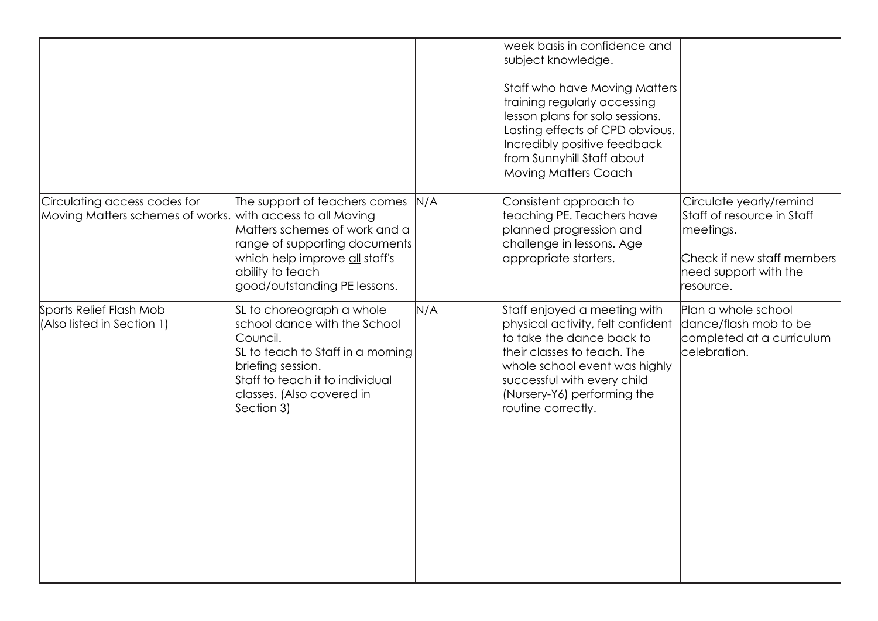| | | | | |
|---|---|---|---|---|
| | | | week basis in confidence and subject knowledge.<br><br>Staff who have Moving Matters training regularly accessing lesson plans for solo sessions. Lasting effects of CPD obvious. Incredibly positive feedback from Sunnyhill Staff about Moving Matters Coach | |
| Circulating access codes for Moving Matters schemes of works. | The support of teachers comes with access to all Moving Matters schemes of work and a range of supporting documents which help improve <u>all</u> staff's ability to teach good/outstanding PE lessons. | N/A | Consistent approach to teaching PE. Teachers have planned progression and challenge in lessons. Age appropriate starters. | Circulate yearly/remind Staff of resource in Staff meetings.<br><br>Check if new staff members need support with the resource. |
| Sports Relief Flash Mob (Also listed in Section 1) | SL to choreograph a whole school dance with the School Council.<br>SL to teach to Staff in a morning briefing session.<br>Staff to teach it to individual classes. (Also covered in Section 3) | N/A | Staff enjoyed a meeting with physical activity, felt confident to take the dance back to their classes to teach. The whole school event was highly successful with every child (Nursery-Y6) performing the routine correctly. | Plan a whole school dance/flash mob to be completed at a curriculum celebration. |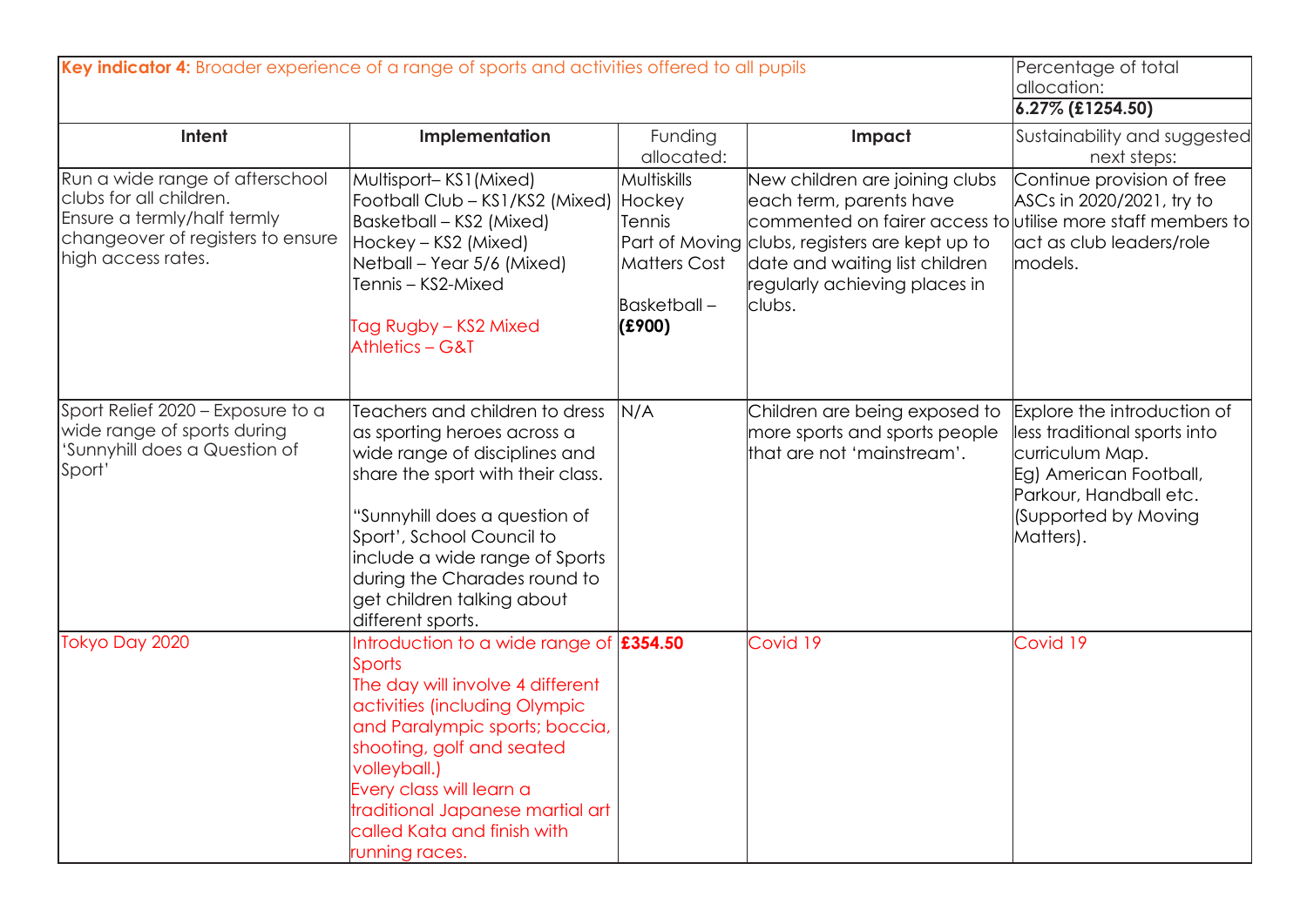| Key indicator 4: Broader experience of a range of sports and activities offered to all pupils | | | | Percentage of total allocation: **6.27% (£1254.50)** |
|---|---|---|---|---|
| **Intent** | **Implementation** | Funding allocated: | **Impact** | Sustainability and suggested next steps: |
| Run a wide range of afterschool clubs for all children.<br>Ensure a termly/half termly changeover of registers to ensure high access rates. | Multisport– KS1(Mixed)<br>Football Club – KS1/KS2 (Mixed)<br>Basketball – KS2 (Mixed)<br>Hockey – KS2 (Mixed)<br>Netball – Year 5/6 (Mixed)<br>Tennis – KS2-Mixed<br><br>Tag Rugby – KS2 Mixed<br>Athletics – G&T | Multiskills<br>Hockey<br>Tennis<br>Part of Moving Matters Cost<br><br>Basketball – **(£900)** | New children are joining clubs each term, parents have commented on fairer access to clubs, registers are kept up to date and waiting list children regularly achieving places in clubs. | Continue provision of free ASCs in 2020/2021, try to utilise more staff members to act as club leaders/role models. |
| Sport Relief 2020 – Exposure to a wide range of sports during 'Sunnyhill does a Question of Sport' | Teachers and children to dress as sporting heroes across a wide range of disciplines and share the sport with their class.<br><br>"Sunnyhill does a question of Sport', School Council to include a wide range of Sports during the Charades round to get children talking about different sports. | N/A | Children are being exposed to more sports and sports people that are not 'mainstream'. | Explore the introduction of less traditional sports into curriculum Map.<br>Eg) American Football, Parkour, Handball etc. (Supported by Moving Matters). |
| Tokyo Day 2020 | Introduction to a wide range of Sports<br>The day will involve 4 different activities (including Olympic and Paralympic sports; boccia, shooting, golf and seated volleyball.)<br>Every class will learn a traditional Japanese martial art called Kata and finish with running races. | **£354.50** | Covid 19 | Covid 19 |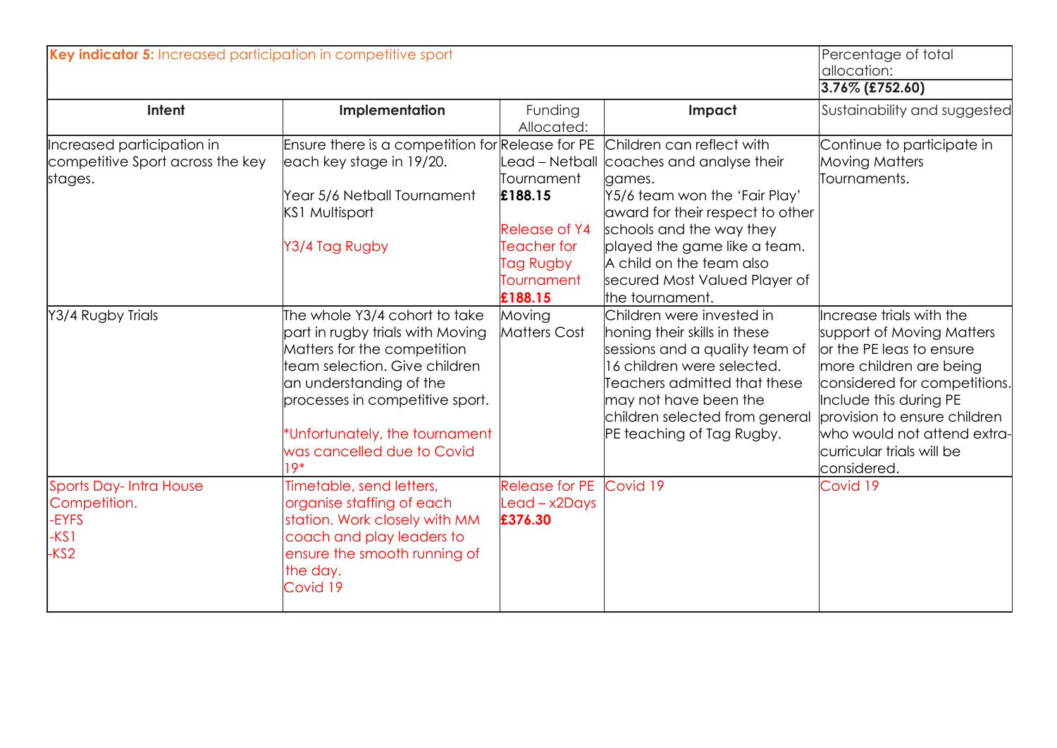| **Key indicator 5:** Increased participation in competitive sport | | | | Percentage of total allocation: **3.76% (£752.60)** |
|---|---|---|---|---|
| **Intent** | **Implementation** | Funding Allocated: | **Impact** | Sustainability and suggested |
| Increased participation in competitive Sport across the key stages. | Ensure there is a competition for each key stage in 19/20.<br><br>Year 5/6 Netball Tournament<br>KS1 Multisport<br><br>Y3/4 Tag Rugby | Release for PE Lead – Netball Tournament **£188.15**<br><br>Release of Y4 Teacher for Tag Rugby Tournament **£188.15** | Children can reflect with coaches and analyse their games.<br>Y5/6 team won the 'Fair Play' award for their respect to other schools and the way they played the game like a team. A child on the team also secured Most Valued Player of the tournament. | Continue to participate in Moving Matters Tournaments. |
| Y3/4 Rugby Trials | The whole Y3/4 cohort to take part in rugby trials with Moving Matters for the competition team selection. Give children an understanding of the processes in competitive sport.<br><br>*Unfortunately, the tournament was cancelled due to Covid 19* | Moving Matters Cost | Children were invested in honing their skills in these sessions and a quality team of 16 children were selected. Teachers admitted that these may not have been the children selected from general PE teaching of Tag Rugby. | Increase trials with the support of Moving Matters or the PE leas to ensure more children are being considered for competitions. Include this during PE provision to ensure children who would not attend extra-curricular trials will be considered. |
| Sports Day- Intra House Competition.<br>-EYFS<br>-KS1<br>-KS2 | Timetable, send letters, organise staffing of each station. Work closely with MM coach and play leaders to ensure the smooth running of the day.<br>Covid 19 | Release for PE Lead – x2Days **£376.30** | Covid 19 | Covid 19 |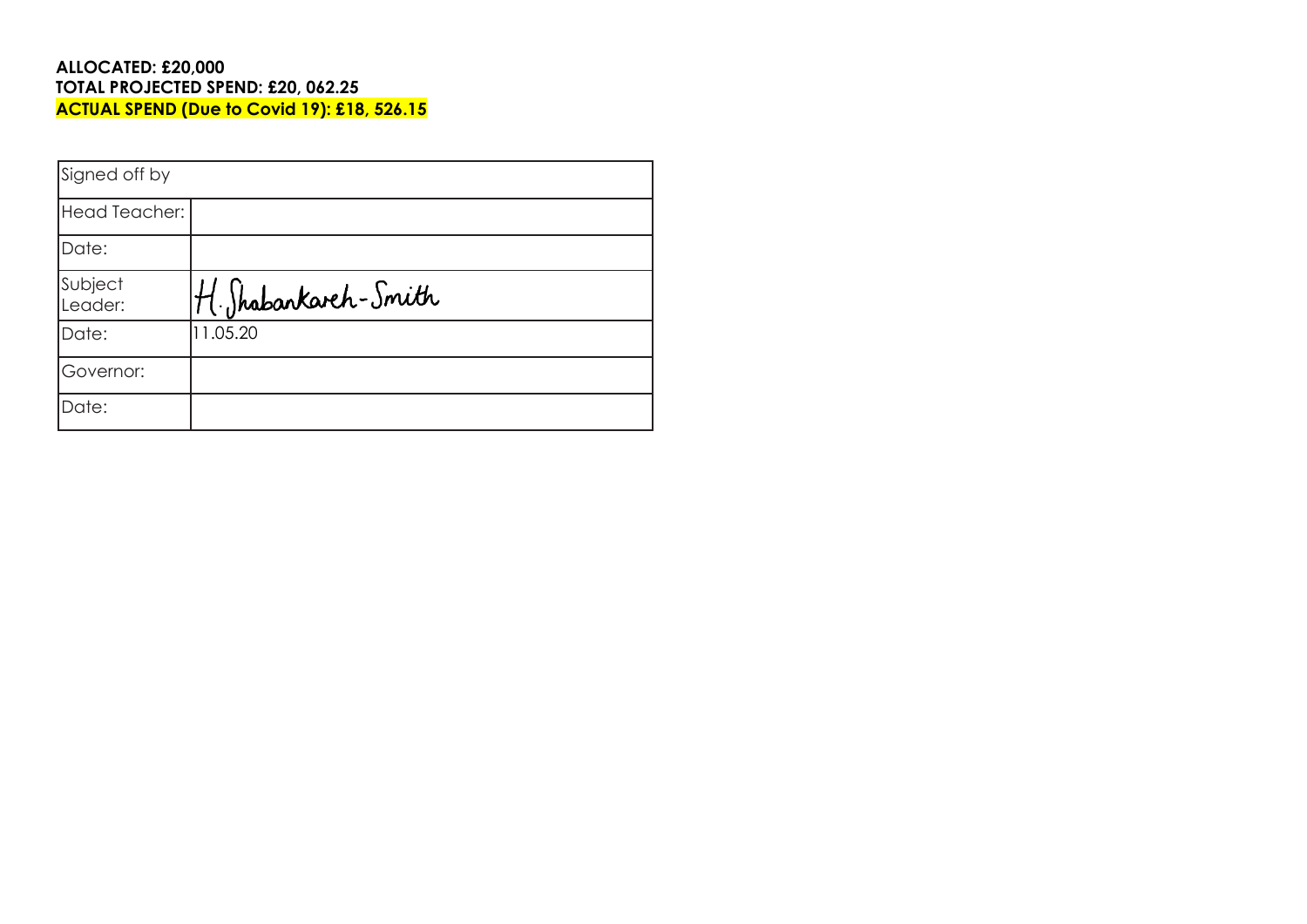**ALLOCATED: £20,000**
**TOTAL PROJECTED SPEND: £20, 062.25**
**ACTUAL SPEND (Due to Covid 19): £18, 526.15**

| | |
|---|---|
| Signed off by | |
| Head Teacher: | |
| Date: | |
| Subject Leader: | H. Shabankareh-Smith |
| Date: | 11.05.20 |
| Governor: | |
| Date: | |